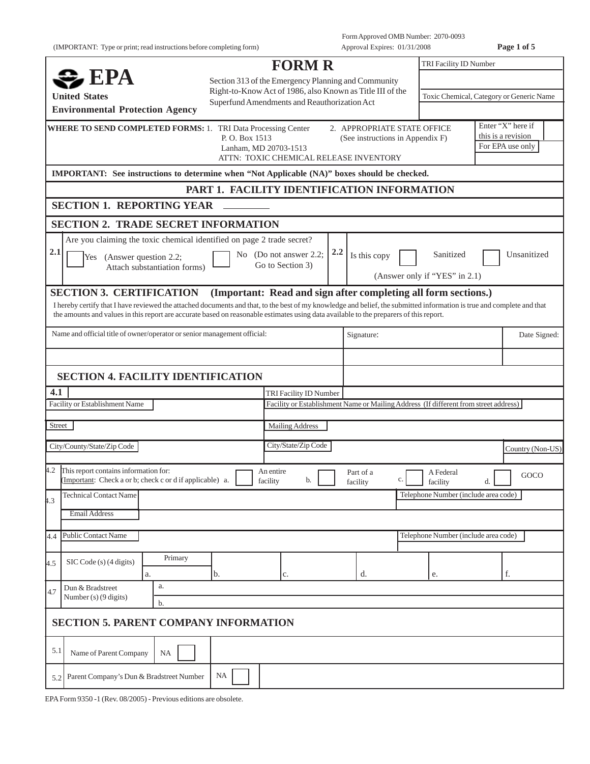(IMPORTANT: Type or print; read instructions before completing form)

Form Approved OMB Number: 2070-0093
Approval Expires: 01/31/2008

**EPA**
**United States Environmental Protection Agency**

# FORM R

Section 313 of the Emergency Planning and Community Right-to-Know Act of 1986, also Known as Title III of the Superfund Amendments and Reauthorization Act

TRI Facility ID Number

Toxic Chemical, Category or Generic Name

**WHERE TO SEND COMPLETED FORMS:** 1. TRI Data Processing Center
P. O. Box 1513
Lanham, MD 20703-1513
ATTN: TOXIC CHEMICAL RELEASE INVENTORY

2. APPROPRIATE STATE OFFICE
(See instructions in Appendix F)

Enter "X" here if this is a revision

For EPA use only

**IMPORTANT: See instructions to determine when "Not Applicable (NA)" boxes should be checked.**

## PART 1. FACILITY IDENTIFICATION INFORMATION

### SECTION 1. REPORTING YEAR ________

### SECTION 2. TRADE SECRET INFORMATION

**2.1** Are you claiming the toxic chemical identified on page 2 trade secret?

☐ Yes (Answer question 2.2; Attach substantiation forms)    ☐ No (Do not answer 2.2; Go to Section 3)

**2.2** Is this copy ☐ Sanitized ☐ Unsanitized
(Answer only if "YES" in 2.1)

### SECTION 3. CERTIFICATION (Important: Read and sign after completing all form sections.)

I hereby certify that I have reviewed the attached documents and that, to the best of my knowledge and belief, the submitted information is true and complete and that the amounts and values in this report are accurate based on reasonable estimates using data available to the preparers of this report.

| Name and official title of owner/operator or senior management official: | Signature: | Date Signed: |
|---|---|---|
| | | |

### SECTION 4. FACILITY IDENTIFICATION

**4.1** TRI Facility ID Number

| Facility or Establishment Name | Facility or Establishment Name or Mailing Address (If different from street address) | |
|---|---|---|
| Street | Mailing Address | |
| City/County/State/Zip Code | City/State/Zip Code | Country (Non-US) |

**4.2** This report contains information for:
(Important: Check a or b; check c or d if applicable) a. ☐ An entire facility b. ☐ Part of a facility c. ☐ A Federal facility d. ☐ GOCO

**4.3** Technical Contact Name | Telephone Number (include area code)
Email Address

**4.4** Public Contact Name | Telephone Number (include area code)

| 4.5 | SIC Code (s) (4 digits) | Primary a. | b. | c. | d. | e. | f. |
|---|---|---|---|---|---|---|---|

| 4.7 | Dun & Bradstreet Number (s) (9 digits) | a. |
|---|---|---|
| | | b. |

### SECTION 5. PARENT COMPANY INFORMATION

| 5.1 | Name of Parent Company | NA ☐ | |
|---|---|---|---|
| 5.2 | Parent Company's Dun & Bradstreet Number | NA ☐ | |

EPA Form 9350 -1 (Rev. 08/2005) - Previous editions are obsolete.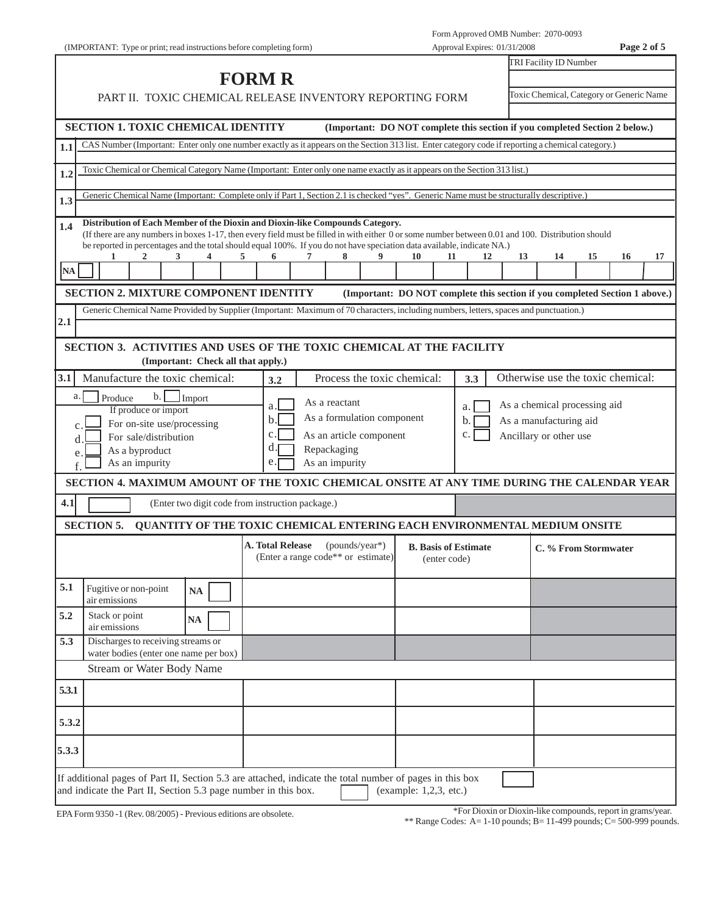Form Approved OMB Number: 2070-0093

(IMPORTANT: Type or print; read instructions before completing form)

Approval Expires: 01/31/2008

| TRI Facility ID Number |
|---|
| |
| Toxic Chemical, Category or Generic Name |
| |

# FORM R

PART II. TOXIC CHEMICAL RELEASE INVENTORY REPORTING FORM

## SECTION 1. TOXIC CHEMICAL IDENTITY

**(Important: DO NOT complete this section if you completed Section 2 below.)**

**1.1** CAS Number (Important: Enter only one number exactly as it appears on the Section 313 list. Enter category code if reporting a chemical category.)

**1.2** Toxic Chemical or Chemical Category Name (Important: Enter only one name exactly as it appears on the Section 313 list.)

**1.3** Generic Chemical Name (Important: Complete only if Part 1, Section 2.1 is checked "yes". Generic Name must be structurally descriptive.)

**1.4** **Distribution of Each Member of the Dioxin and Dioxin-like Compounds Category.**
(If there are any numbers in boxes 1-17, then every field must be filled in with either 0 or some number between 0.01 and 100. Distribution should be reported in percentages and the total should equal 100%. If you do not have speciation data available, indicate NA.)

| | 1 | 2 | 3 | 4 | 5 | 6 | 7 | 8 | 9 | 10 | 11 | 12 | 13 | 14 | 15 | 16 | 17 |
|---|---|---|---|---|---|---|---|---|---|---|---|---|---|---|---|---|---|
| NA ☐ | | | | | | | | | | | | | | | | | |

## SECTION 2. MIXTURE COMPONENT IDENTITY

**(Important: DO NOT complete this section if you completed Section 1 above.)**

**2.1** Generic Chemical Name Provided by Supplier (Important: Maximum of 70 characters, including numbers, letters, spaces and punctuation.)

## SECTION 3. ACTIVITIES AND USES OF THE TOXIC CHEMICAL AT THE FACILITY

**(Important: Check all that apply.)**

| 3.1 Manufacture the toxic chemical: | 3.2 Process the toxic chemical: | 3.3 Otherwise use the toxic chemical: |
|---|---|---|
| a. ☐ Produce b. ☐ Import | a. ☐ As a reactant | a. ☐ As a chemical processing aid |
| If produce or import | b. ☐ As a formulation component | b. ☐ As a manufacturing aid |
| c. ☐ For on-site use/processing | c. ☐ As an article component | c. ☐ Ancillary or other use |
| d. ☐ For sale/distribution | d. ☐ Repackaging | |
| e. ☐ As a byproduct | e. ☐ As an impurity | |
| f. ☐ As an impurity | | |

## SECTION 4. MAXIMUM AMOUNT OF THE TOXIC CHEMICAL ONSITE AT ANY TIME DURING THE CALENDAR YEAR

**4.1** ☐ (Enter two digit code from instruction package.)

## SECTION 5. QUANTITY OF THE TOXIC CHEMICAL ENTERING EACH ENVIRONMENTAL MEDIUM ONSITE

| | | | A. Total Release (pounds/year*) (Enter a range code** or estimate) | B. Basis of Estimate (enter code) | C. % From Stormwater |
|---|---|---|---|---|---|
| 5.1 | Fugitive or non-point air emissions | NA ☐ | | | |
| 5.2 | Stack or point air emissions | NA ☐ | | | |
| 5.3 | Discharges to receiving streams or water bodies (enter one name per box) | | | | |
| | Stream or Water Body Name | | | | |
| 5.3.1 | | | | | |
| 5.3.2 | | | | | |
| 5.3.3 | | | | | |

If additional pages of Part II, Section 5.3 are attached, indicate the total number of pages in this box ☐ and indicate the Part II, Section 5.3 page number in this box. ☐ (example: 1,2,3, etc.)

EPA Form 9350 -1 (Rev. 08/2005) - Previous editions are obsolete.

*For Dioxin or Dioxin-like compounds, report in grams/year.

** Range Codes: A= 1-10 pounds; B= 11-499 pounds; C= 500-999 pounds.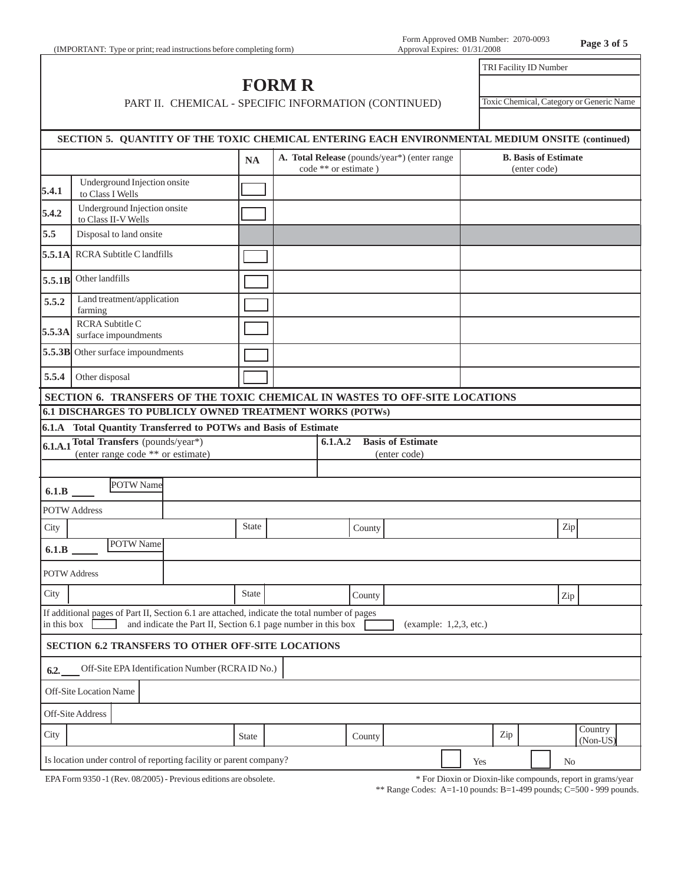(IMPORTANT: Type or print; read instructions before completing form)

Form Approved OMB Number: 2070-0093
Approval Expires: 01/31/2008

| TRI Facility ID Number |
|---|
| |
| **Toxic Chemical, Category or Generic Name** |
| |

# FORM R

## PART II. CHEMICAL - SPECIFIC INFORMATION (CONTINUED)

### SECTION 5. QUANTITY OF THE TOXIC CHEMICAL ENTERING EACH ENVIRONMENTAL MEDIUM ONSITE (continued)

| | | NA | A. Total Release (pounds/year*) (enter range code ** or estimate ) | B. Basis of Estimate (enter code) |
|---|---|---|---|---|
| 5.4.1 | Underground Injection onsite to Class I Wells | ☐ | | |
| 5.4.2 | Underground Injection onsite to Class II-V Wells | ☐ | | |
| 5.5 | Disposal to land onsite | | | |
| 5.5.1A | RCRA Subtitle C landfills | ☐ | | |
| 5.5.1B | Other landfills | ☐ | | |
| 5.5.2 | Land treatment/application farming | ☐ | | |
| 5.5.3A | RCRA Subtitle C surface impoundments | ☐ | | |
| 5.5.3B | Other surface impoundments | ☐ | | |
| 5.5.4 | Other disposal | ☐ | | |

### SECTION 6. TRANSFERS OF THE TOXIC CHEMICAL IN WASTES TO OFF-SITE LOCATIONS

#### 6.1 DISCHARGES TO PUBLICLY OWNED TREATMENT WORKS (POTWs)

**6.1.A Total Quantity Transferred to POTWs and Basis of Estimate**

| 6.1.A.1 Total Transfers (pounds/year*) (enter range code ** or estimate) | 6.1.A.2 Basis of Estimate (enter code) |
|---|---|
| | |

**6.1.B** ____ POTW Name

POTW Address

City | State | County | Zip

**6.1.B** ____ POTW Name

POTW Address

City | State | County | Zip

If additional pages of Part II, Section 6.1 are attached, indicate the total number of pages in this box ☐ and indicate the Part II, Section 6.1 page number in this box ☐ (example: 1,2,3, etc.)

#### SECTION 6.2 TRANSFERS TO OTHER OFF-SITE LOCATIONS

**6.2.** ____ Off-Site EPA Identification Number (RCRA ID No.)

Off-Site Location Name

Off-Site Address

City | State | County | Zip | Country (Non-US)

Is location under control of reporting facility or parent company? ☐ Yes ☐ No

EPA Form 9350 -1 (Rev. 08/2005) - Previous editions are obsolete.

\* For Dioxin or Dioxin-like compounds, report in grams/year

\** Range Codes: A=1-10 pounds: B=1-499 pounds; C=500 - 999 pounds.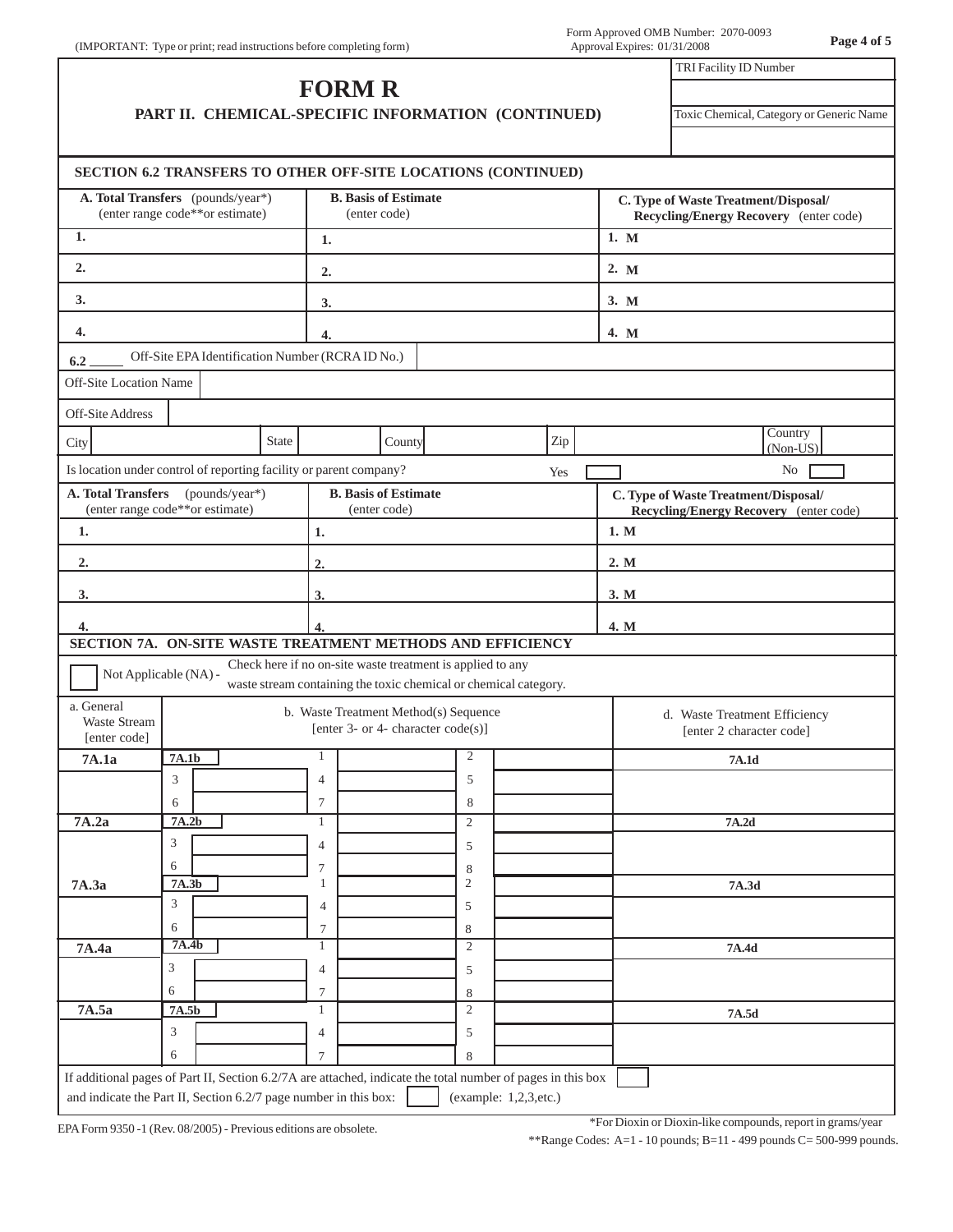(IMPORTANT: Type or print; read instructions before completing form)

Form Approved OMB Number: 2070-0093
Approval Expires: 01/31/2008

| TRI Facility ID Number |
|---|
| |
| Toxic Chemical, Category or Generic Name |
| |

# FORM R

## PART II. CHEMICAL-SPECIFIC INFORMATION (CONTINUED)

### SECTION 6.2 TRANSFERS TO OTHER OFF-SITE LOCATIONS (CONTINUED)

| A. Total Transfers (pounds/year*) (enter range code**or estimate) | B. Basis of Estimate (enter code) | C. Type of Waste Treatment/Disposal/ Recycling/Energy Recovery (enter code) |
|---|---|---|
| 1. | 1. | 1. M |
| 2. | 2. | 2. M |
| 3. | 3. | 3. M |
| 4. | 4. | 4. M |

6.2 _____ Off-Site EPA Identification Number (RCRA ID No.)

Off-Site Location Name

Off-Site Address

City | State | County | Zip | Country (Non-US)

Is location under control of reporting facility or parent company? Yes ☐ No ☐

| A. Total Transfers (pounds/year*) (enter range code**or estimate) | B. Basis of Estimate (enter code) | C. Type of Waste Treatment/Disposal/ Recycling/Energy Recovery (enter code) |
|---|---|---|
| 1. | 1. | 1. M |
| 2. | 2. | 2. M |
| 3. | 3. | 3. M |
| 4. | 4. | 4. M |

### SECTION 7A. ON-SITE WASTE TREATMENT METHODS AND EFFICIENCY

☐ Not Applicable (NA) - Check here if no on-site waste treatment is applied to any waste stream containing the toxic chemical or chemical category.

| a. General Waste Stream [enter code] | b. Waste Treatment Method(s) Sequence [enter 3- or 4- character code(s)] | | | d. Waste Treatment Efficiency [enter 2 character code] |
|---|---|---|---|---|
| 7A.1a | 7A.1b | 1 | 2 | 7A.1d |
| | 3 | 4 | 5 | |
| | 6 | 7 | 8 | |
| 7A.2a | 7A.2b | 1 | 2 | 7A.2d |
| | 3 | 4 | 5 | |
| | 6 | 7 | 8 | |
| 7A.3a | 7A.3b | 1 | 2 | 7A.3d |
| | 3 | 4 | 5 | |
| | 6 | 7 | 8 | |
| 7A.4a | 7A.4b | 1 | 2 | 7A.4d |
| | 3 | 4 | 5 | |
| | 6 | 7 | 8 | |
| 7A.5a | 7A.5b | 1 | 2 | 7A.5d |
| | 3 | 4 | 5 | |
| | 6 | 7 | 8 | |

If additional pages of Part II, Section 6.2/7A are attached, indicate the total number of pages in this box ☐ and indicate the Part II, Section 6.2/7 page number in this box: ☐ (example: 1,2,3,etc.)

EPA Form 9350 -1 (Rev. 08/2005) - Previous editions are obsolete.

*For Dioxin or Dioxin-like compounds, report in grams/year

**Range Codes: A=1 - 10 pounds; B=11 - 499 pounds C= 500-999 pounds.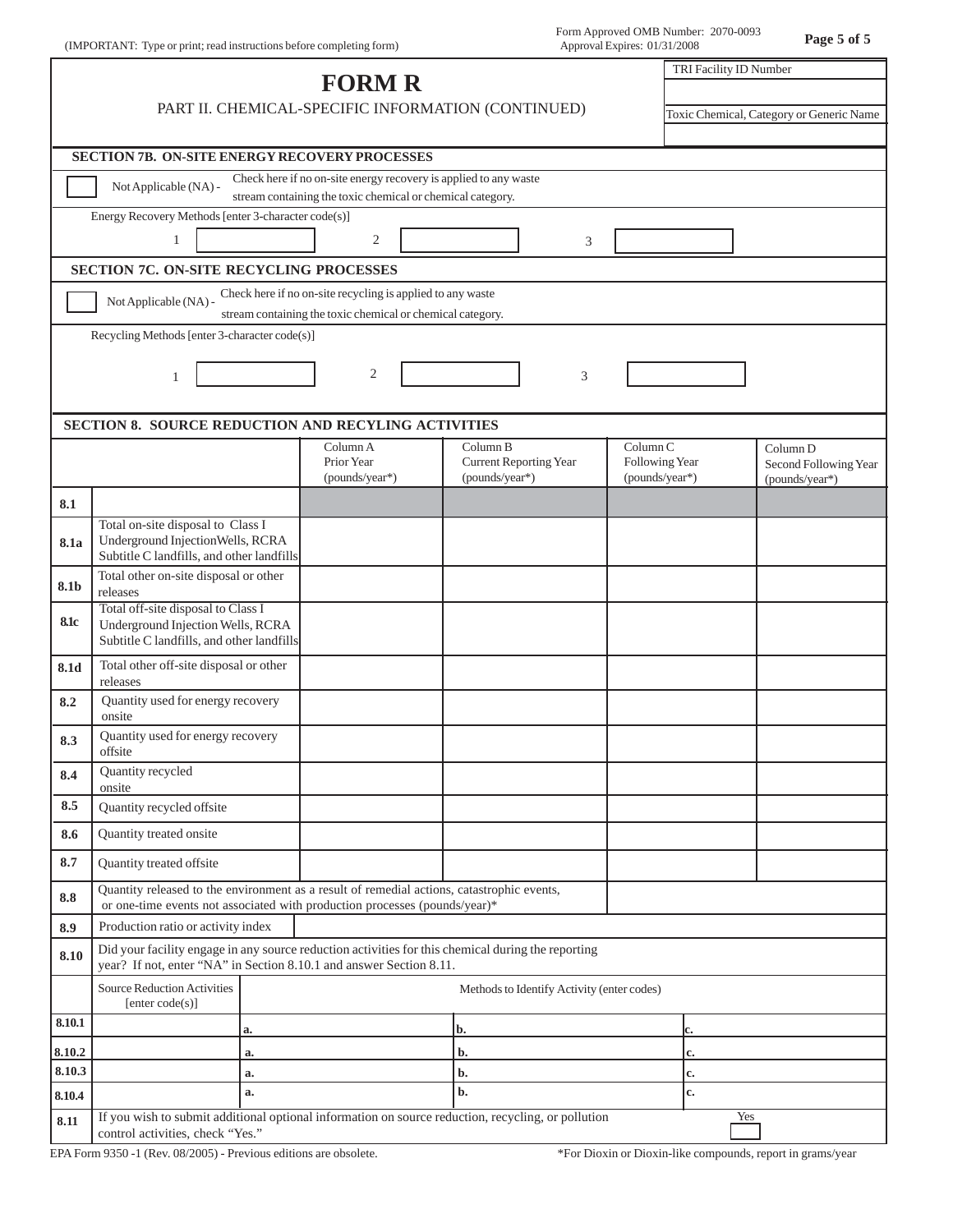(IMPORTANT: Type or print; read instructions before completing form)

Form Approved OMB Number: 2070-0093
Approval Expires: 01/31/2008

# FORM R

PART II. CHEMICAL-SPECIFIC INFORMATION (CONTINUED)

TRI Facility ID Number

Toxic Chemical, Category or Generic Name

## SECTION 7B. ON-SITE ENERGY RECOVERY PROCESSES

☐ Not Applicable (NA) - Check here if no on-site energy recovery is applied to any waste stream containing the toxic chemical or chemical category.

Energy Recovery Methods [enter 3-character code(s)]

1 ☐ 2 ☐ 3 ☐

## SECTION 7C. ON-SITE RECYCLING PROCESSES

☐ Not Applicable (NA) - Check here if no on-site recycling is applied to any waste stream containing the toxic chemical or chemical category.

Recycling Methods [enter 3-character code(s)]

1 ☐ 2 ☐ 3 ☐

## SECTION 8. SOURCE REDUCTION AND RECYLING ACTIVITIES

| | | Column A Prior Year (pounds/year*) | Column B Current Reporting Year (pounds/year*) | Column C Following Year (pounds/year*) | Column D Second Following Year (pounds/year*) |
|---|---|---|---|---|---|
| 8.1 | | | | | |
| 8.1a | Total on-site disposal to Class I Underground InjectionWells, RCRA Subtitle C landfills, and other landfills | | | | |
| 8.1b | Total other on-site disposal or other releases | | | | |
| 8.1c | Total off-site disposal to Class I Underground Injection Wells, RCRA Subtitle C landfills, and other landfills | | | | |
| 8.1d | Total other off-site disposal or other releases | | | | |
| 8.2 | Quantity used for energy recovery onsite | | | | |
| 8.3 | Quantity used for energy recovery offsite | | | | |
| 8.4 | Quantity recycled onsite | | | | |
| 8.5 | Quantity recycled offsite | | | | |
| 8.6 | Quantity treated onsite | | | | |
| 8.7 | Quantity treated offsite | | | | |

| | | |
|---|---|---|
| 8.8 | Quantity released to the environment as a result of remedial actions, catastrophic events, or one-time events not associated with production processes (pounds/year)* | |
| 8.9 | Production ratio or activity index | |
| 8.10 | Did your facility engage in any source reduction activities for this chemical during the reporting year? If not, enter "NA" in Section 8.10.1 and answer Section 8.11. | |

| | Source Reduction Activities [enter code(s)] | Methods to Identify Activity (enter codes) | | |
|---|---|---|---|---|
| 8.10.1 | | a. | b. | c. |
| 8.10.2 | | a. | b. | c. |
| 8.10.3 | | a. | b. | c. |
| 8.10.4 | | a. | b. | c. |

| | | |
|---|---|---|
| 8.11 | If you wish to submit additional optional information on source reduction, recycling, or pollution control activities, check "Yes." | Yes ☐ |

EPA Form 9350 -1 (Rev. 08/2005) - Previous editions are obsolete.

*For Dioxin or Dioxin-like compounds, report in grams/year